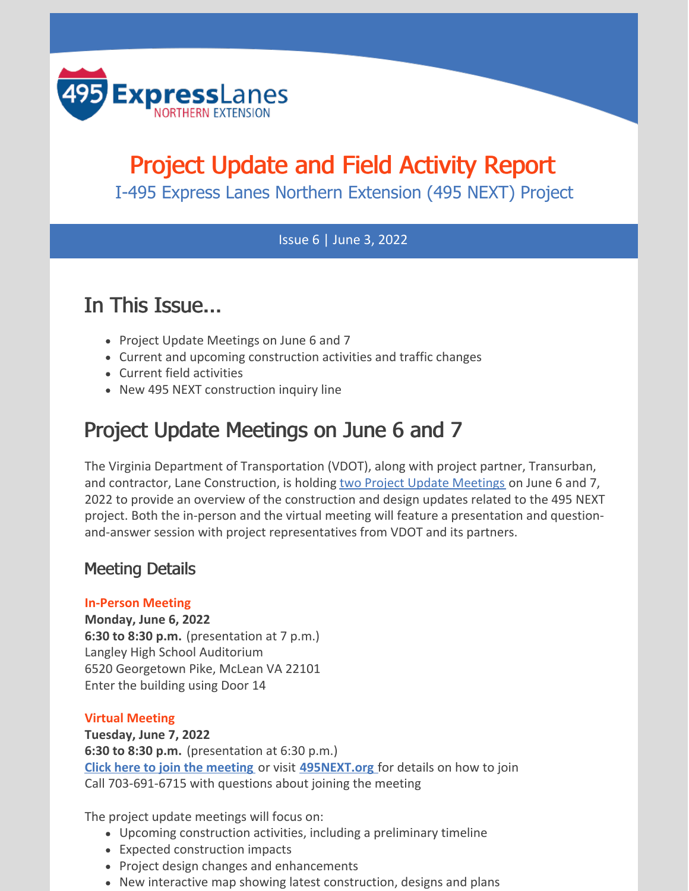495 ExpressLanes NORTHERN EXTENSION

# Project Update and Field Activity Report

I-495 Express Lanes Northern Extension (495 NEXT) Project

Issue 6 | June 3, 2022

## In This Issue...

- Project Update Meetings on June 6 and 7
- Current and upcoming construction activities and traffic changes
- Current field activities
- New 495 NEXT construction inquiry line

## Project Update Meetings on June 6 and 7

The Virginia Department of Transportation (VDOT), along with project partner, Transurban, and contractor, Lane Construction, is holding two Project Update Meetings on June 6 and 7, 2022 to provide an overview of the construction and design updates related to the 495 NEXT project. Both the in-person and the virtual meeting will feature a presentation and question-and-answer session with project representatives from VDOT and its partners.

### Meeting Details

**In-Person Meeting**
**Monday, June 6, 2022**
**6:30 to 8:30 p.m.** (presentation at 7 p.m.)
Langley High School Auditorium
6520 Georgetown Pike, McLean VA 22101
Enter the building using Door 14

**Virtual Meeting**
**Tuesday, June 7, 2022**
**6:30 to 8:30 p.m.** (presentation at 6:30 p.m.)
**Click here to join the meeting** or visit **495NEXT.org** for details on how to join
Call 703-691-6715 with questions about joining the meeting

The project update meetings will focus on:

- Upcoming construction activities, including a preliminary timeline
- Expected construction impacts
- Project design changes and enhancements
- New interactive map showing latest construction, designs and plans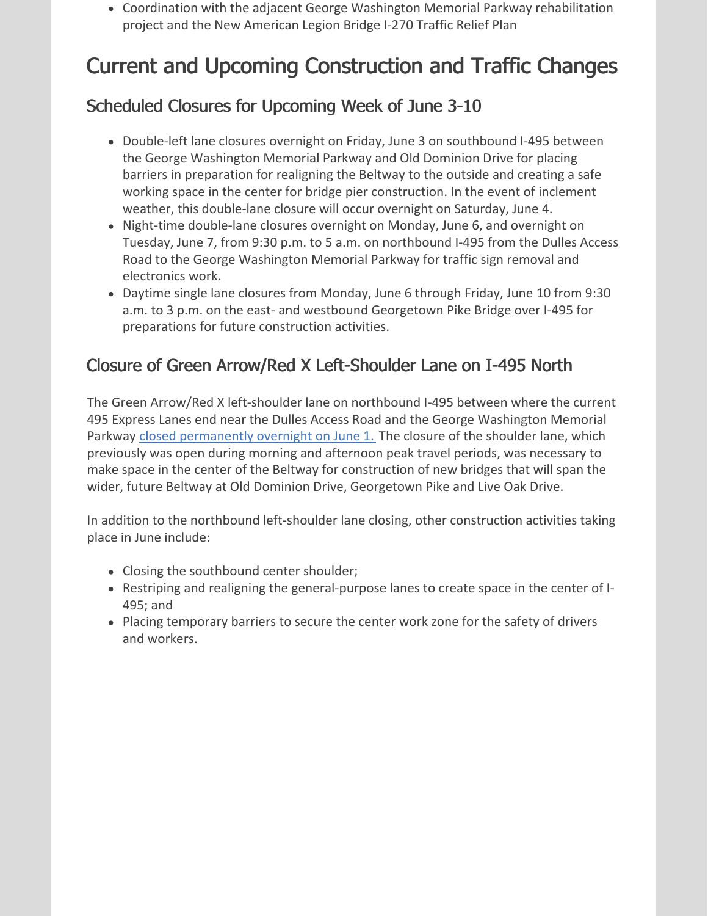- Coordination with the adjacent George Washington Memorial Parkway rehabilitation project and the New American Legion Bridge I-270 Traffic Relief Plan

# Current and Upcoming Construction and Traffic Changes

## Scheduled Closures for Upcoming Week of June 3-10

- Double-left lane closures overnight on Friday, June 3 on southbound I-495 between the George Washington Memorial Parkway and Old Dominion Drive for placing barriers in preparation for realigning the Beltway to the outside and creating a safe working space in the center for bridge pier construction. In the event of inclement weather, this double-lane closure will occur overnight on Saturday, June 4.
- Night-time double-lane closures overnight on Monday, June 6, and overnight on Tuesday, June 7, from 9:30 p.m. to 5 a.m. on northbound I-495 from the Dulles Access Road to the George Washington Memorial Parkway for traffic sign removal and electronics work.
- Daytime single lane closures from Monday, June 6 through Friday, June 10 from 9:30 a.m. to 3 p.m. on the east- and westbound Georgetown Pike Bridge over I-495 for preparations for future construction activities.

## Closure of Green Arrow/Red X Left-Shoulder Lane on I-495 North

The Green Arrow/Red X left-shoulder lane on northbound I-495 between where the current 495 Express Lanes end near the Dulles Access Road and the George Washington Memorial Parkway closed permanently overnight on June 1. The closure of the shoulder lane, which previously was open during morning and afternoon peak travel periods, was necessary to make space in the center of the Beltway for construction of new bridges that will span the wider, future Beltway at Old Dominion Drive, Georgetown Pike and Live Oak Drive.

In addition to the northbound left-shoulder lane closing, other construction activities taking place in June include:

- Closing the southbound center shoulder;
- Restriping and realigning the general-purpose lanes to create space in the center of I-495; and
- Placing temporary barriers to secure the center work zone for the safety of drivers and workers.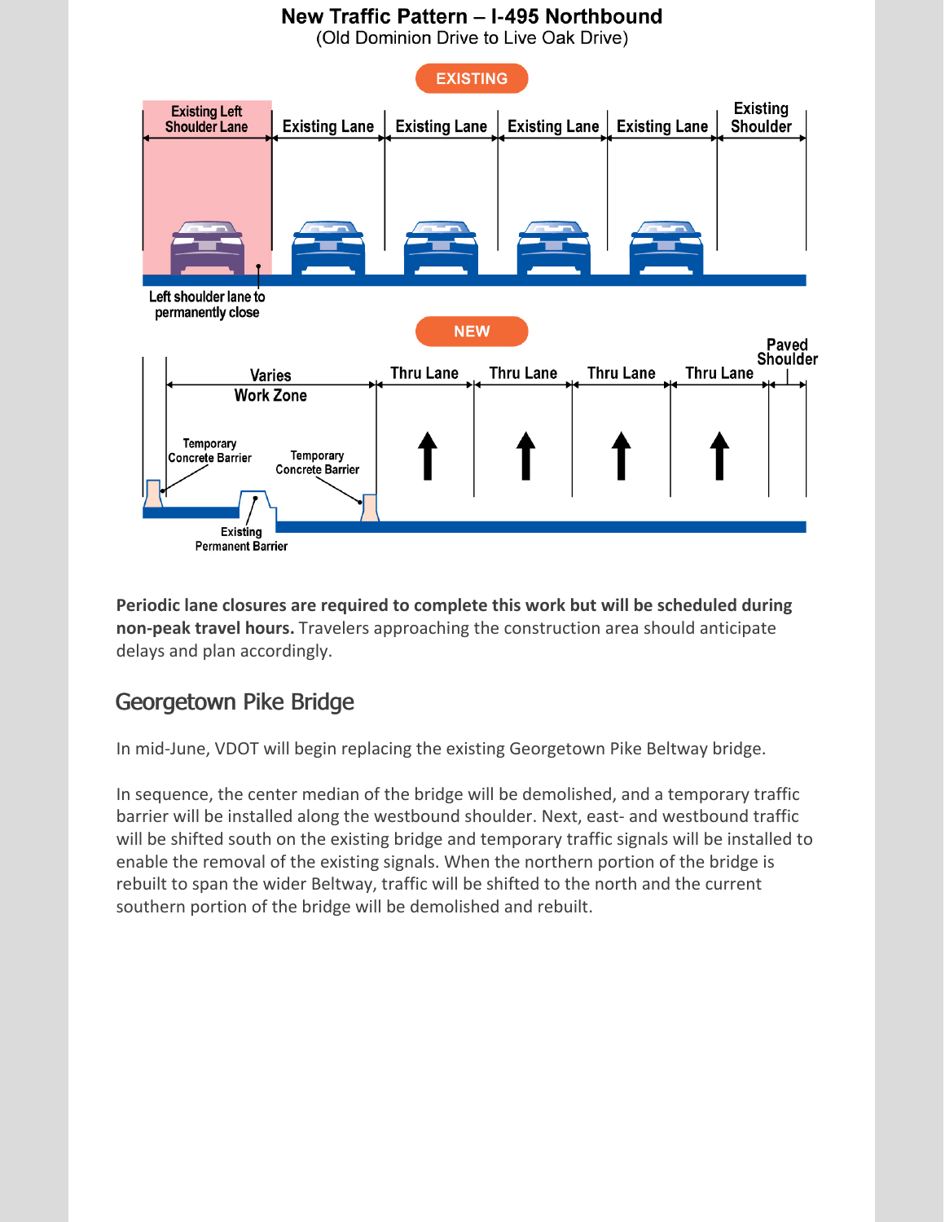**New Traffic Pattern – I-495 Northbound**
(Old Dominion Drive to Live Oak Drive)

EXISTING

Existing Left Shoulder Lane | Existing Lane | Existing Lane | Existing Lane | Existing Lane | Existing Shoulder

Left shoulder lane to permanently close

NEW

Varies Work Zone | Thru Lane | Thru Lane | Thru Lane | Thru Lane | Paved Shoulder

Temporary Concrete Barrier

Temporary Concrete Barrier

Existing Permanent Barrier

**Periodic lane closures are required to complete this work but will be scheduled during non-peak travel hours.** Travelers approaching the construction area should anticipate delays and plan accordingly.

## Georgetown Pike Bridge

In mid-June, VDOT will begin replacing the existing Georgetown Pike Beltway bridge.

In sequence, the center median of the bridge will be demolished, and a temporary traffic barrier will be installed along the westbound shoulder. Next, east- and westbound traffic will be shifted south on the existing bridge and temporary traffic signals will be installed to enable the removal of the existing signals. When the northern portion of the bridge is rebuilt to span the wider Beltway, traffic will be shifted to the north and the current southern portion of the bridge will be demolished and rebuilt.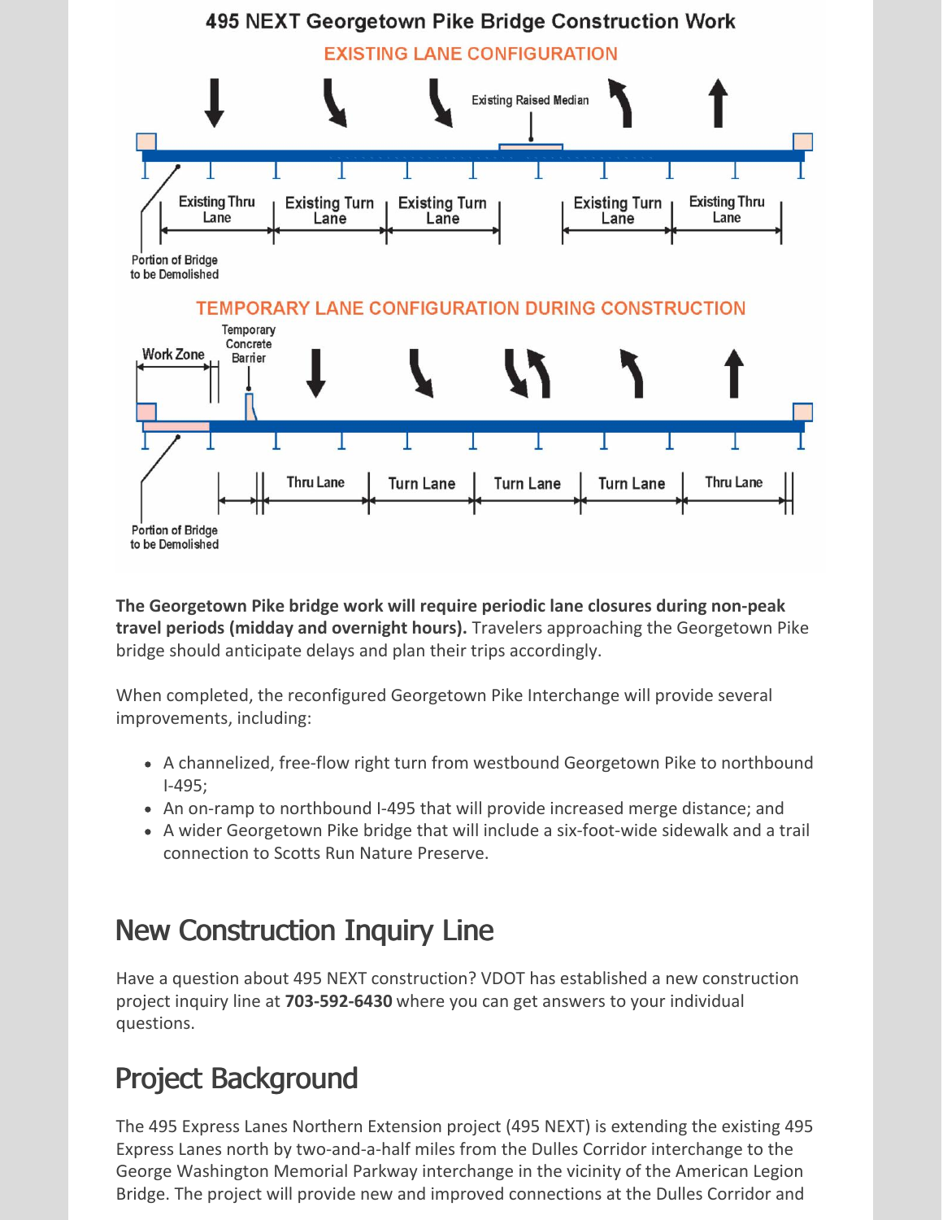## 495 NEXT Georgetown Pike Bridge Construction Work

EXISTING LANE CONFIGURATION

Existing Raised Median

Existing Thru Lane | Existing Turn Lane | Existing Turn Lane | Existing Turn Lane | Existing Thru Lane

Portion of Bridge to be Demolished

TEMPORARY LANE CONFIGURATION DURING CONSTRUCTION

Work Zone | Temporary Concrete Barrier

Thru Lane | Turn Lane | Turn Lane | Turn Lane | Thru Lane

Portion of Bridge to be Demolished

**The Georgetown Pike bridge work will require periodic lane closures during non-peak travel periods (midday and overnight hours).** Travelers approaching the Georgetown Pike bridge should anticipate delays and plan their trips accordingly.

When completed, the reconfigured Georgetown Pike Interchange will provide several improvements, including:

- A channelized, free-flow right turn from westbound Georgetown Pike to northbound I-495;
- An on-ramp to northbound I-495 that will provide increased merge distance; and
- A wider Georgetown Pike bridge that will include a six-foot-wide sidewalk and a trail connection to Scotts Run Nature Preserve.

## New Construction Inquiry Line

Have a question about 495 NEXT construction? VDOT has established a new construction project inquiry line at **703-592-6430** where you can get answers to your individual questions.

## Project Background

The 495 Express Lanes Northern Extension project (495 NEXT) is extending the existing 495 Express Lanes north by two-and-a-half miles from the Dulles Corridor interchange to the George Washington Memorial Parkway interchange in the vicinity of the American Legion Bridge. The project will provide new and improved connections at the Dulles Corridor and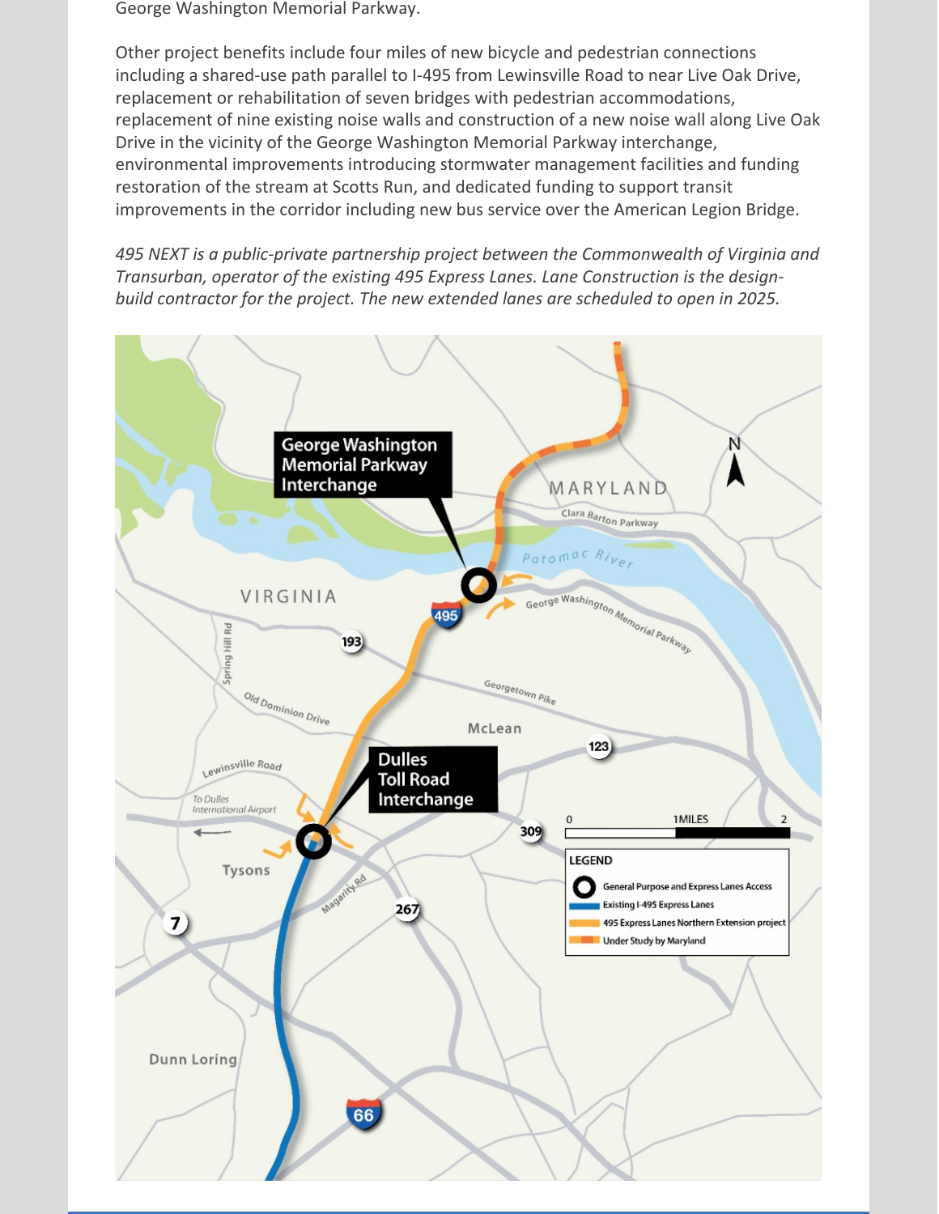George Washington Memorial Parkway.

Other project benefits include four miles of new bicycle and pedestrian connections including a shared-use path parallel to I-495 from Lewinsville Road to near Live Oak Drive, replacement or rehabilitation of seven bridges with pedestrian accommodations, replacement of nine existing noise walls and construction of a new noise wall along Live Oak Drive in the vicinity of the George Washington Memorial Parkway interchange, environmental improvements introducing stormwater management facilities and funding restoration of the stream at Scotts Run, and dedicated funding to support transit improvements in the corridor including new bus service over the American Legion Bridge.

*495 NEXT is a public-private partnership project between the Commonwealth of Virginia and Transurban, operator of the existing 495 Express Lanes. Lane Construction is the design-build contractor for the project. The new extended lanes are scheduled to open in 2025.*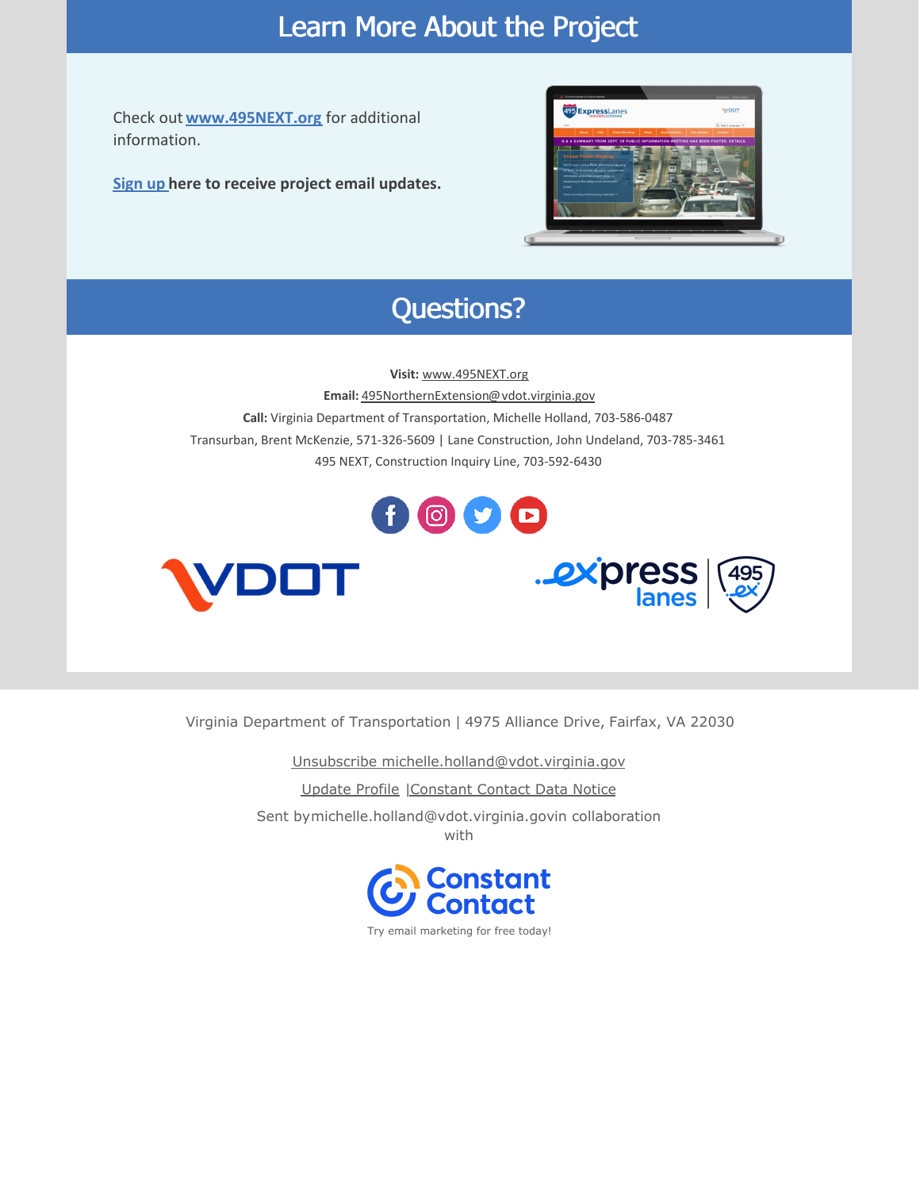## Learn More About the Project

Check out **www.495NEXT.org** for additional information.

**Sign up here to receive project email updates.**

## Questions?

**Visit:** www.495NEXT.org

**Email:** 495NorthernExtension@vdot.virginia.gov

**Call:** Virginia Department of Transportation, Michelle Holland, 703-586-0487

Transurban, Brent McKenzie, 571-326-5609 | Lane Construction, John Undeland, 703-785-3461

495 NEXT, Construction Inquiry Line, 703-592-6430

Virginia Department of Transportation | 4975 Alliance Drive, Fairfax, VA 22030

Unsubscribe michelle.holland@vdot.virginia.gov

Update Profile |Constant Contact Data Notice

Sent bymichelle.holland@vdot.virginia.govin collaboration with

Try email marketing for free today!